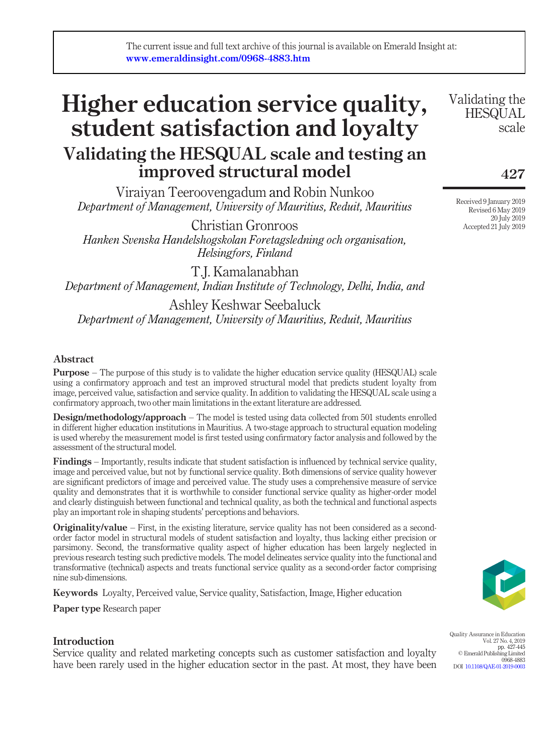The current issue and full text archive of this journal is available on Emerald Insight at: **www.emeraldinsight.com/0968-4883.htm**

# Higher education service quality, student satisfaction and loyalty

## Validating the HESQUAL scale and testing an improved structural model

Viraiyan Teeroovengadum and Robin Nunkoo
*Department of Management, University of Mauritius, Reduit, Mauritius*

Christian Gronroos
*Hanken Svenska Handelshogskolan Foretagsledning och organisation, Helsingfors, Finland*

T.J. Kamalanabhan
*Department of Management, Indian Institute of Technology, Delhi, India, and*

Ashley Keshwar Seebaluck
*Department of Management, University of Mauritius, Reduit, Mauritius*

Received 9 January 2019
Revised 6 May 2019
20 July 2019
Accepted 21 July 2019

### Abstract

**Purpose** – The purpose of this study is to validate the higher education service quality (HESQUAL) scale using a confirmatory approach and test an improved structural model that predicts student loyalty from image, perceived value, satisfaction and service quality. In addition to validating the HESQUAL scale using a confirmatory approach, two other main limitations in the extant literature are addressed.

**Design/methodology/approach** – The model is tested using data collected from 501 students enrolled in different higher education institutions in Mauritius. A two-stage approach to structural equation modeling is used whereby the measurement model is first tested using confirmatory factor analysis and followed by the assessment of the structural model.

**Findings** – Importantly, results indicate that student satisfaction is influenced by technical service quality, image and perceived value, but not by functional service quality. Both dimensions of service quality however are significant predictors of image and perceived value. The study uses a comprehensive measure of service quality and demonstrates that it is worthwhile to consider functional service quality as higher-order model and clearly distinguish between functional and technical quality, as both the technical and functional aspects play an important role in shaping students' perceptions and behaviors.

**Originality/value** – First, in the existing literature, service quality has not been considered as a second-order factor model in structural models of student satisfaction and loyalty, thus lacking either precision or parsimony. Second, the transformative quality aspect of higher education has been largely neglected in previous research testing such predictive models. The model delineates service quality into the functional and transformative (technical) aspects and treats functional service quality as a second-order factor comprising nine sub-dimensions.

**Keywords** Loyalty, Perceived value, Service quality, Satisfaction, Image, Higher education

**Paper type** Research paper

### Introduction

Service quality and related marketing concepts such as customer satisfaction and loyalty have been rarely used in the higher education sector in the past. At most, they have been

Quality Assurance in Education
Vol. 27 No. 4, 2019
pp. 427-445
© Emerald Publishing Limited
0968-4883
DOI 10.1108/QAE-01-2019-0003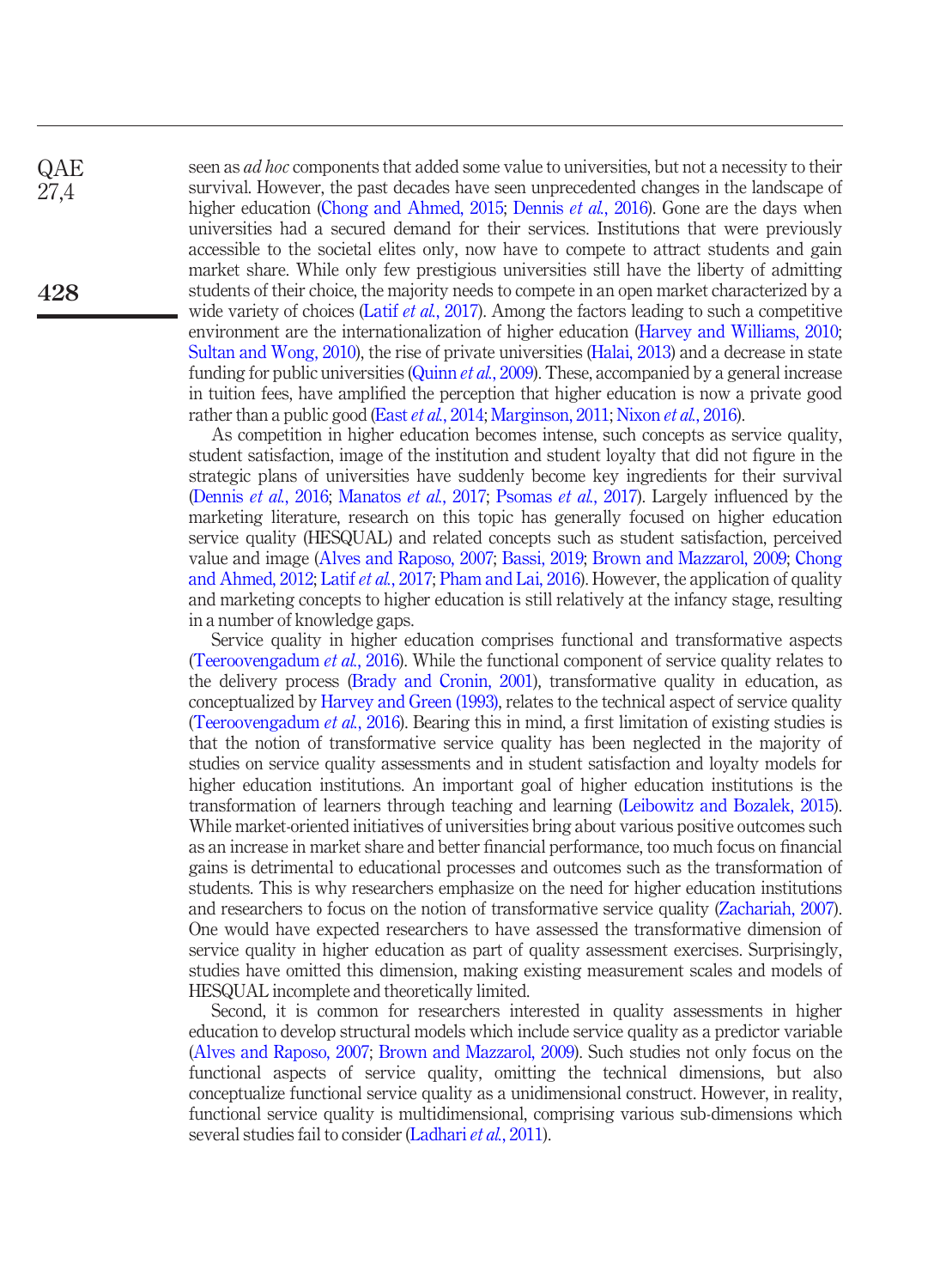seen as *ad hoc* components that added some value to universities, but not a necessity to their survival. However, the past decades have seen unprecedented changes in the landscape of higher education (Chong and Ahmed, 2015; Dennis *et al.*, 2016). Gone are the days when universities had a secured demand for their services. Institutions that were previously accessible to the societal elites only, now have to compete to attract students and gain market share. While only few prestigious universities still have the liberty of admitting students of their choice, the majority needs to compete in an open market characterized by a wide variety of choices (Latif *et al.*, 2017). Among the factors leading to such a competitive environment are the internationalization of higher education (Harvey and Williams, 2010; Sultan and Wong, 2010), the rise of private universities (Halai, 2013) and a decrease in state funding for public universities (Quinn *et al.*, 2009). These, accompanied by a general increase in tuition fees, have amplified the perception that higher education is now a private good rather than a public good (East *et al.*, 2014; Marginson, 2011; Nixon *et al.*, 2016).

As competition in higher education becomes intense, such concepts as service quality, student satisfaction, image of the institution and student loyalty that did not figure in the strategic plans of universities have suddenly become key ingredients for their survival (Dennis *et al.*, 2016; Manatos *et al.*, 2017; Psomas *et al.*, 2017). Largely influenced by the marketing literature, research on this topic has generally focused on higher education service quality (HESQUAL) and related concepts such as student satisfaction, perceived value and image (Alves and Raposo, 2007; Bassi, 2019; Brown and Mazzarol, 2009; Chong and Ahmed, 2012; Latif *et al.*, 2017; Pham and Lai, 2016). However, the application of quality and marketing concepts to higher education is still relatively at the infancy stage, resulting in a number of knowledge gaps.

Service quality in higher education comprises functional and transformative aspects (Teeroovengadum *et al.*, 2016). While the functional component of service quality relates to the delivery process (Brady and Cronin, 2001), transformative quality in education, as conceptualized by Harvey and Green (1993), relates to the technical aspect of service quality (Teeroovengadum *et al.*, 2016). Bearing this in mind, a first limitation of existing studies is that the notion of transformative service quality has been neglected in the majority of studies on service quality assessments and in student satisfaction and loyalty models for higher education institutions. An important goal of higher education institutions is the transformation of learners through teaching and learning (Leibowitz and Bozalek, 2015). While market-oriented initiatives of universities bring about various positive outcomes such as an increase in market share and better financial performance, too much focus on financial gains is detrimental to educational processes and outcomes such as the transformation of students. This is why researchers emphasize on the need for higher education institutions and researchers to focus on the notion of transformative service quality (Zachariah, 2007). One would have expected researchers to have assessed the transformative dimension of service quality in higher education as part of quality assessment exercises. Surprisingly, studies have omitted this dimension, making existing measurement scales and models of HESQUAL incomplete and theoretically limited.

Second, it is common for researchers interested in quality assessments in higher education to develop structural models which include service quality as a predictor variable (Alves and Raposo, 2007; Brown and Mazzarol, 2009). Such studies not only focus on the functional aspects of service quality, omitting the technical dimensions, but also conceptualize functional service quality as a unidimensional construct. However, in reality, functional service quality is multidimensional, comprising various sub-dimensions which several studies fail to consider (Ladhari *et al.*, 2011).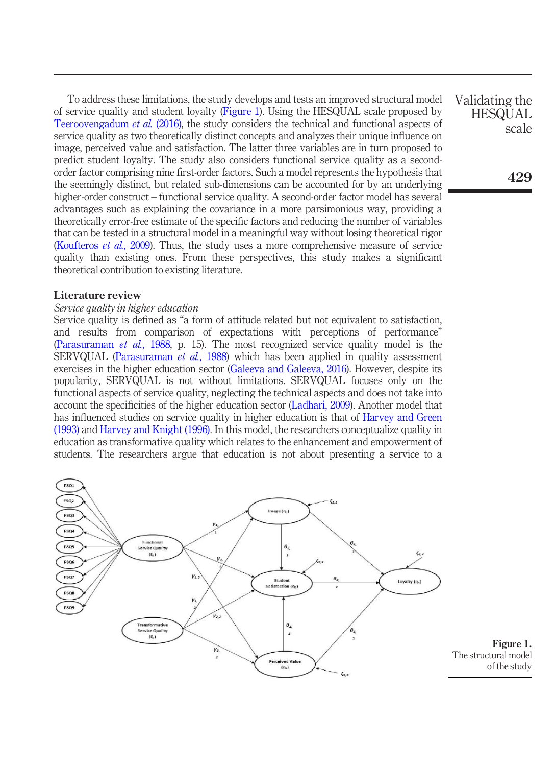To address these limitations, the study develops and tests an improved structural model of service quality and student loyalty (Figure 1). Using the HESQUAL scale proposed by Teeroovengadum *et al.* (2016), the study considers the technical and functional aspects of service quality as two theoretically distinct concepts and analyzes their unique influence on image, perceived value and satisfaction. The latter three variables are in turn proposed to predict student loyalty. The study also considers functional service quality as a second-order factor comprising nine first-order factors. Such a model represents the hypothesis that the seemingly distinct, but related sub-dimensions can be accounted for by an underlying higher-order construct – functional service quality. A second-order factor model has several advantages such as explaining the covariance in a more parsimonious way, providing a theoretically error-free estimate of the specific factors and reducing the number of variables that can be tested in a structural model in a meaningful way without losing theoretical rigor (Koufteros *et al.*, 2009). Thus, the study uses a more comprehensive measure of service quality than existing ones. From these perspectives, this study makes a significant theoretical contribution to existing literature.

## Literature review

### *Service quality in higher education*

Service quality is defined as "a form of attitude related but not equivalent to satisfaction, and results from comparison of expectations with perceptions of performance" (Parasuraman *et al.*, 1988, p. 15). The most recognized service quality model is the SERVQUAL (Parasuraman *et al.*, 1988) which has been applied in quality assessment exercises in the higher education sector (Galeeva and Galeeva, 2016). However, despite its popularity, SERVQUAL is not without limitations. SERVQUAL focuses only on the functional aspects of service quality, neglecting the technical aspects and does not take into account the specificities of the higher education sector (Ladhari, 2009). Another model that has influenced studies on service quality in higher education is that of Harvey and Green (1993) and Harvey and Knight (1996). In this model, the researchers conceptualize quality in education as transformative quality which relates to the enhancement and empowerment of students. The researchers argue that education is not about presenting a service to a

**Figure 1.** The structural model of the study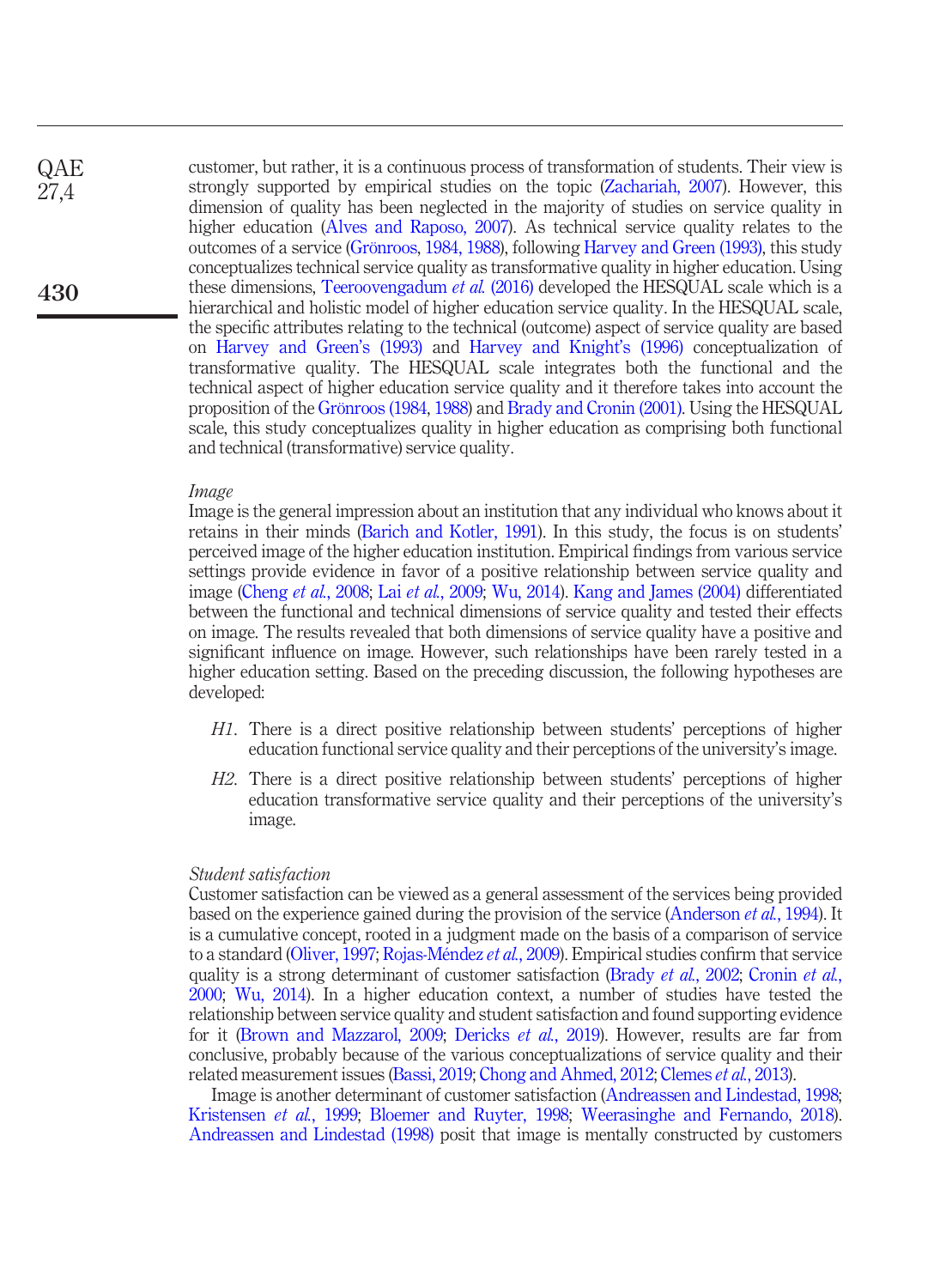customer, but rather, it is a continuous process of transformation of students. Their view is strongly supported by empirical studies on the topic (Zachariah, 2007). However, this dimension of quality has been neglected in the majority of studies on service quality in higher education (Alves and Raposo, 2007). As technical service quality relates to the outcomes of a service (Grönroos, 1984, 1988), following Harvey and Green (1993), this study conceptualizes technical service quality as transformative quality in higher education. Using these dimensions, Teeroovengadum *et al.* (2016) developed the HESQUAL scale which is a hierarchical and holistic model of higher education service quality. In the HESQUAL scale, the specific attributes relating to the technical (outcome) aspect of service quality are based on Harvey and Green's (1993) and Harvey and Knight's (1996) conceptualization of transformative quality. The HESQUAL scale integrates both the functional and the technical aspect of higher education service quality and it therefore takes into account the proposition of the Grönroos (1984, 1988) and Brady and Cronin (2001). Using the HESQUAL scale, this study conceptualizes quality in higher education as comprising both functional and technical (transformative) service quality.

### *Image*

Image is the general impression about an institution that any individual who knows about it retains in their minds (Barich and Kotler, 1991). In this study, the focus is on students' perceived image of the higher education institution. Empirical findings from various service settings provide evidence in favor of a positive relationship between service quality and image (Cheng *et al.*, 2008; Lai *et al.*, 2009; Wu, 2014). Kang and James (2004) differentiated between the functional and technical dimensions of service quality and tested their effects on image. The results revealed that both dimensions of service quality have a positive and significant influence on image. However, such relationships have been rarely tested in a higher education setting. Based on the preceding discussion, the following hypotheses are developed:

*H1*. There is a direct positive relationship between students' perceptions of higher education functional service quality and their perceptions of the university's image.

*H2*. There is a direct positive relationship between students' perceptions of higher education transformative service quality and their perceptions of the university's image.

### *Student satisfaction*

Customer satisfaction can be viewed as a general assessment of the services being provided based on the experience gained during the provision of the service (Anderson *et al.*, 1994). It is a cumulative concept, rooted in a judgment made on the basis of a comparison of service to a standard (Oliver, 1997; Rojas-Méndez *et al.*, 2009). Empirical studies confirm that service quality is a strong determinant of customer satisfaction (Brady *et al.*, 2002; Cronin *et al.*, 2000; Wu, 2014). In a higher education context, a number of studies have tested the relationship between service quality and student satisfaction and found supporting evidence for it (Brown and Mazzarol, 2009; Dericks *et al.*, 2019). However, results are far from conclusive, probably because of the various conceptualizations of service quality and their related measurement issues (Bassi, 2019; Chong and Ahmed, 2012; Clemes *et al.*, 2013).

Image is another determinant of customer satisfaction (Andreassen and Lindestad, 1998; Kristensen *et al.*, 1999; Bloemer and Ruyter, 1998; Weerasinghe and Fernando, 2018). Andreassen and Lindestad (1998) posit that image is mentally constructed by customers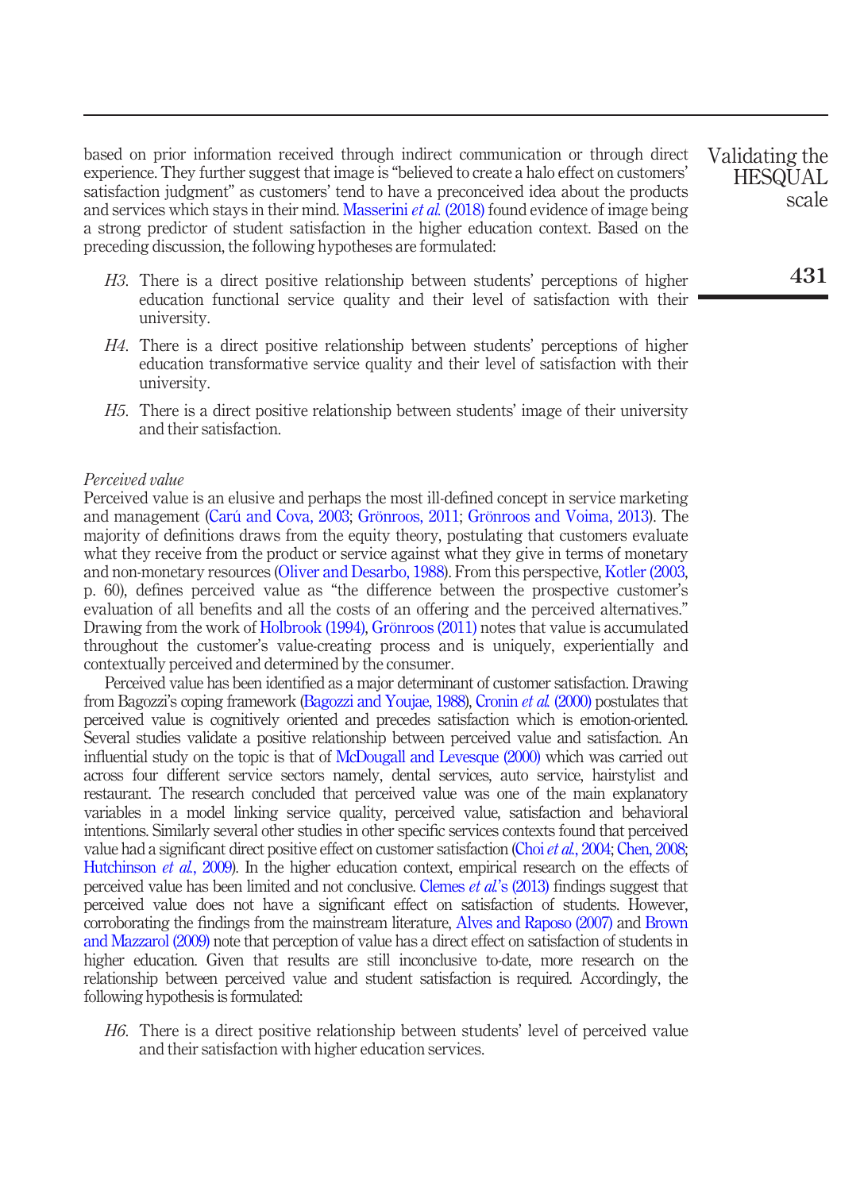based on prior information received through indirect communication or through direct experience. They further suggest that image is "believed to create a halo effect on customers' satisfaction judgment" as customers' tend to have a preconceived idea about the products and services which stays in their mind. Masserini *et al.* (2018) found evidence of image being a strong predictor of student satisfaction in the higher education context. Based on the preceding discussion, the following hypotheses are formulated:

*H3*. There is a direct positive relationship between students' perceptions of higher education functional service quality and their level of satisfaction with their university.

*H4*. There is a direct positive relationship between students' perceptions of higher education transformative service quality and their level of satisfaction with their university.

*H5*. There is a direct positive relationship between students' image of their university and their satisfaction.

*Perceived value*

Perceived value is an elusive and perhaps the most ill-defined concept in service marketing and management (Carú and Cova, 2003; Grönroos, 2011; Grönroos and Voima, 2013). The majority of definitions draws from the equity theory, postulating that customers evaluate what they receive from the product or service against what they give in terms of monetary and non-monetary resources (Oliver and Desarbo, 1988). From this perspective, Kotler (2003, p. 60), defines perceived value as "the difference between the prospective customer's evaluation of all benefits and all the costs of an offering and the perceived alternatives." Drawing from the work of Holbrook (1994), Grönroos (2011) notes that value is accumulated throughout the customer's value-creating process and is uniquely, experientially and contextually perceived and determined by the consumer.

Perceived value has been identified as a major determinant of customer satisfaction. Drawing from Bagozzi's coping framework (Bagozzi and Youjae, 1988), Cronin *et al.* (2000) postulates that perceived value is cognitively oriented and precedes satisfaction which is emotion-oriented. Several studies validate a positive relationship between perceived value and satisfaction. An influential study on the topic is that of McDougall and Levesque (2000) which was carried out across four different service sectors namely, dental services, auto service, hairstylist and restaurant. The research concluded that perceived value was one of the main explanatory variables in a model linking service quality, perceived value, satisfaction and behavioral intentions. Similarly several other studies in other specific services contexts found that perceived value had a significant direct positive effect on customer satisfaction (Choi *et al.*, 2004; Chen, 2008; Hutchinson *et al.*, 2009). In the higher education context, empirical research on the effects of perceived value has been limited and not conclusive. Clemes *et al.*'s (2013) findings suggest that perceived value does not have a significant effect on satisfaction of students. However, corroborating the findings from the mainstream literature, Alves and Raposo (2007) and Brown and Mazzarol (2009) note that perception of value has a direct effect on satisfaction of students in higher education. Given that results are still inconclusive to-date, more research on the relationship between perceived value and student satisfaction is required. Accordingly, the following hypothesis is formulated:

*H6*. There is a direct positive relationship between students' level of perceived value and their satisfaction with higher education services.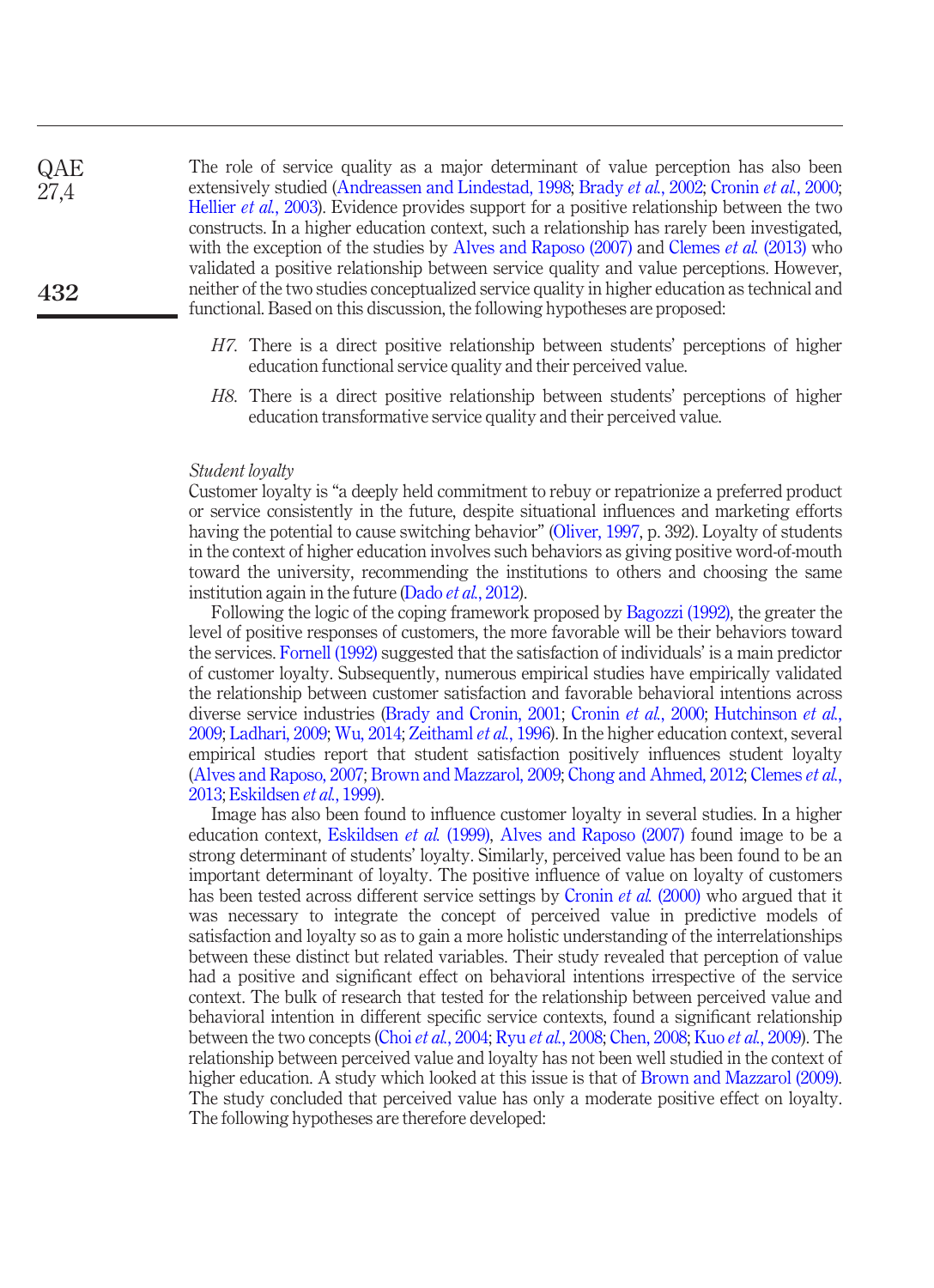The role of service quality as a major determinant of value perception has also been extensively studied (Andreassen and Lindestad, 1998; Brady *et al.*, 2002; Cronin *et al.*, 2000; Hellier *et al.*, 2003). Evidence provides support for a positive relationship between the two constructs. In a higher education context, such a relationship has rarely been investigated, with the exception of the studies by Alves and Raposo (2007) and Clemes *et al.* (2013) who validated a positive relationship between service quality and value perceptions. However, neither of the two studies conceptualized service quality in higher education as technical and functional. Based on this discussion, the following hypotheses are proposed:

> *H7*. There is a direct positive relationship between students' perceptions of higher education functional service quality and their perceived value.

> *H8*. There is a direct positive relationship between students' perceptions of higher education transformative service quality and their perceived value.

### *Student loyalty*

Customer loyalty is "a deeply held commitment to rebuy or repatrionize a preferred product or service consistently in the future, despite situational influences and marketing efforts having the potential to cause switching behavior" (Oliver, 1997, p. 392). Loyalty of students in the context of higher education involves such behaviors as giving positive word-of-mouth toward the university, recommending the institutions to others and choosing the same institution again in the future (Dado *et al.*, 2012).

Following the logic of the coping framework proposed by Bagozzi (1992), the greater the level of positive responses of customers, the more favorable will be their behaviors toward the services. Fornell (1992) suggested that the satisfaction of individuals' is a main predictor of customer loyalty. Subsequently, numerous empirical studies have empirically validated the relationship between customer satisfaction and favorable behavioral intentions across diverse service industries (Brady and Cronin, 2001; Cronin *et al.*, 2000; Hutchinson *et al.*, 2009; Ladhari, 2009; Wu, 2014; Zeithaml *et al.*, 1996). In the higher education context, several empirical studies report that student satisfaction positively influences student loyalty (Alves and Raposo, 2007; Brown and Mazzarol, 2009; Chong and Ahmed, 2012; Clemes *et al.*, 2013; Eskildsen *et al.*, 1999).

Image has also been found to influence customer loyalty in several studies. In a higher education context, Eskildsen *et al.* (1999), Alves and Raposo (2007) found image to be a strong determinant of students' loyalty. Similarly, perceived value has been found to be an important determinant of loyalty. The positive influence of value on loyalty of customers has been tested across different service settings by Cronin *et al.* (2000) who argued that it was necessary to integrate the concept of perceived value in predictive models of satisfaction and loyalty so as to gain a more holistic understanding of the interrelationships between these distinct but related variables. Their study revealed that perception of value had a positive and significant effect on behavioral intentions irrespective of the service context. The bulk of research that tested for the relationship between perceived value and behavioral intention in different specific service contexts, found a significant relationship between the two concepts (Choi *et al.*, 2004; Ryu *et al.*, 2008; Chen, 2008; Kuo *et al.*, 2009). The relationship between perceived value and loyalty has not been well studied in the context of higher education. A study which looked at this issue is that of Brown and Mazzarol (2009). The study concluded that perceived value has only a moderate positive effect on loyalty. The following hypotheses are therefore developed: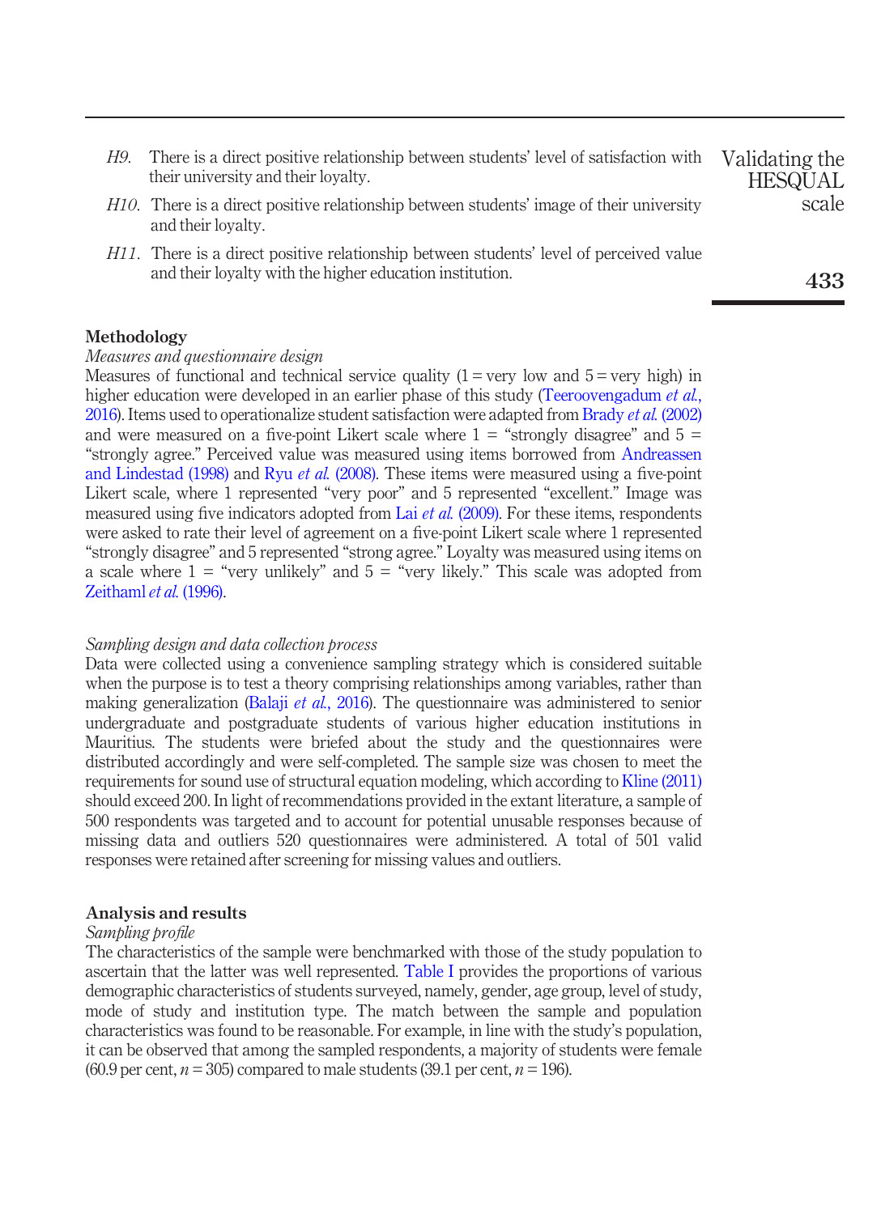*H9*. There is a direct positive relationship between students' level of satisfaction with their university and their loyalty.

*H10*. There is a direct positive relationship between students' image of their university and their loyalty.

*H11*. There is a direct positive relationship between students' level of perceived value and their loyalty with the higher education institution.

## Methodology

### *Measures and questionnaire design*

Measures of functional and technical service quality (1 = very low and 5 = very high) in higher education were developed in an earlier phase of this study (Teeroovengadum *et al.*, 2016). Items used to operationalize student satisfaction were adapted from Brady *et al.* (2002) and were measured on a five-point Likert scale where 1 = "strongly disagree" and 5 = "strongly agree." Perceived value was measured using items borrowed from Andreassen and Lindestad (1998) and Ryu *et al.* (2008). These items were measured using a five-point Likert scale, where 1 represented "very poor" and 5 represented "excellent." Image was measured using five indicators adopted from Lai *et al.* (2009). For these items, respondents were asked to rate their level of agreement on a five-point Likert scale where 1 represented "strongly disagree" and 5 represented "strong agree." Loyalty was measured using items on a scale where 1 = "very unlikely" and 5 = "very likely." This scale was adopted from Zeithaml *et al.* (1996).

### *Sampling design and data collection process*

Data were collected using a convenience sampling strategy which is considered suitable when the purpose is to test a theory comprising relationships among variables, rather than making generalization (Balaji *et al.*, 2016). The questionnaire was administered to senior undergraduate and postgraduate students of various higher education institutions in Mauritius. The students were briefed about the study and the questionnaires were distributed accordingly and were self-completed. The sample size was chosen to meet the requirements for sound use of structural equation modeling, which according to Kline (2011) should exceed 200. In light of recommendations provided in the extant literature, a sample of 500 respondents was targeted and to account for potential unusable responses because of missing data and outliers 520 questionnaires were administered. A total of 501 valid responses were retained after screening for missing values and outliers.

## Analysis and results

### *Sampling profile*

The characteristics of the sample were benchmarked with those of the study population to ascertain that the latter was well represented. Table I provides the proportions of various demographic characteristics of students surveyed, namely, gender, age group, level of study, mode of study and institution type. The match between the sample and population characteristics was found to be reasonable. For example, in line with the study's population, it can be observed that among the sampled respondents, a majority of students were female (60.9 per cent, $n = 305$) compared to male students (39.1 per cent, $n = 196$).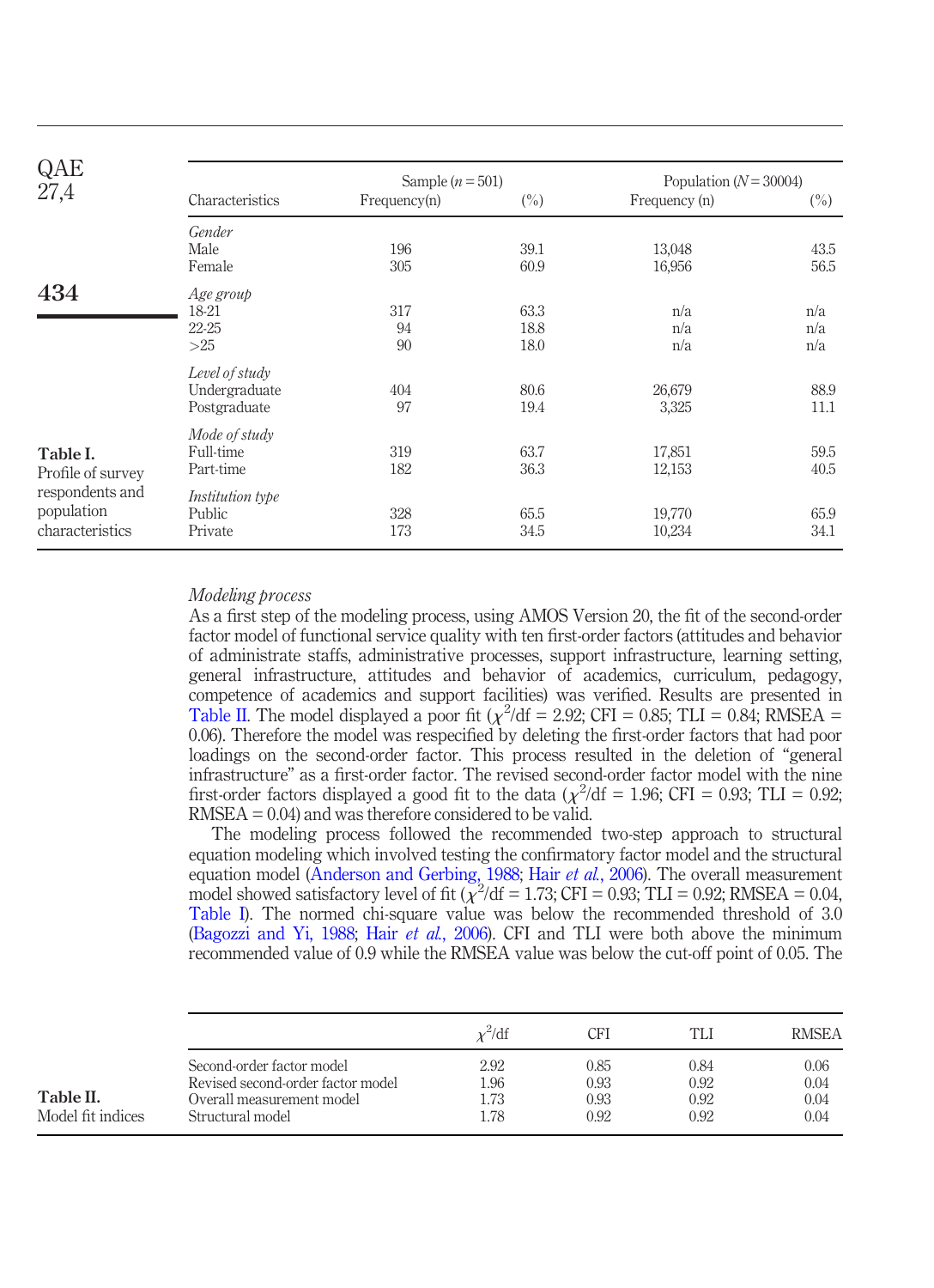**Table I.** Profile of survey respondents and population characteristics

| Characteristics | Sample ($n = 501$) Frequency(n) | (%) | Population ($N = 30004$) Frequency (n) | (%) |
|---|---|---|---|---|
| *Gender* | | | | |
| Male | 196 | 39.1 | 13,048 | 43.5 |
| Female | 305 | 60.9 | 16,956 | 56.5 |
| *Age group* | | | | |
| 18-21 | 317 | 63.3 | n/a | n/a |
| 22-25 | 94 | 18.8 | n/a | n/a |
| >25 | 90 | 18.0 | n/a | n/a |
| *Level of study* | | | | |
| Undergraduate | 404 | 80.6 | 26,679 | 88.9 |
| Postgraduate | 97 | 19.4 | 3,325 | 11.1 |
| *Mode of study* | | | | |
| Full-time | 319 | 63.7 | 17,851 | 59.5 |
| Part-time | 182 | 36.3 | 12,153 | 40.5 |
| *Institution type* | | | | |
| Public | 328 | 65.5 | 19,770 | 65.9 |
| Private | 173 | 34.5 | 10,234 | 34.1 |

*Modeling process*

As a first step of the modeling process, using AMOS Version 20, the fit of the second-order factor model of functional service quality with ten first-order factors (attitudes and behavior of administrate staffs, administrative processes, support infrastructure, learning setting, general infrastructure, attitudes and behavior of academics, curriculum, pedagogy, competence of academics and support facilities) was verified. Results are presented in Table II. The model displayed a poor fit ($\chi^2$/df = 2.92; CFI = 0.85; TLI = 0.84; RMSEA = 0.06). Therefore the model was respecified by deleting the first-order factors that had poor loadings on the second-order factor. This process resulted in the deletion of "general infrastructure" as a first-order factor. The revised second-order factor model with the nine first-order factors displayed a good fit to the data ($\chi^2$/df = 1.96; CFI = 0.93; TLI = 0.92; RMSEA = 0.04) and was therefore considered to be valid.

The modeling process followed the recommended two-step approach to structural equation modeling which involved testing the confirmatory factor model and the structural equation model (Anderson and Gerbing, 1988; Hair *et al.*, 2006). The overall measurement model showed satisfactory level of fit ($\chi^2$/df = 1.73; CFI = 0.93; TLI = 0.92; RMSEA = 0.04, Table I). The normed chi-square value was below the recommended threshold of 3.0 (Bagozzi and Yi, 1988; Hair *et al.*, 2006). CFI and TLI were both above the minimum recommended value of 0.9 while the RMSEA value was below the cut-off point of 0.05. The

**Table II.** Model fit indices

| | $\chi^2$/df | CFI | TLI | RMSEA |
|---|---|---|---|---|
| Second-order factor model | 2.92 | 0.85 | 0.84 | 0.06 |
| Revised second-order factor model | 1.96 | 0.93 | 0.92 | 0.04 |
| Overall measurement model | 1.73 | 0.93 | 0.92 | 0.04 |
| Structural model | 1.78 | 0.92 | 0.92 | 0.04 |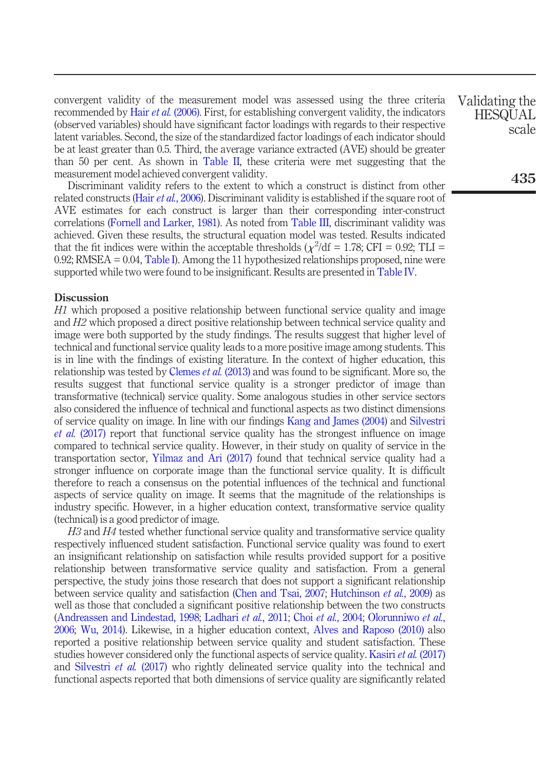convergent validity of the measurement model was assessed using the three criteria recommended by Hair *et al.* (2006). First, for establishing convergent validity, the indicators (observed variables) should have significant factor loadings with regards to their respective latent variables. Second, the size of the standardized factor loadings of each indicator should be at least greater than 0.5. Third, the average variance extracted (AVE) should be greater than 50 per cent. As shown in Table II, these criteria were met suggesting that the measurement model achieved convergent validity.

Discriminant validity refers to the extent to which a construct is distinct from other related constructs (Hair *et al.*, 2006). Discriminant validity is established if the square root of AVE estimates for each construct is larger than their corresponding inter-construct correlations (Fornell and Larker, 1981). As noted from Table III, discriminant validity was achieved. Given these results, the structural equation model was tested. Results indicated that the fit indices were within the acceptable thresholds ($\chi^2$/df = 1.78; CFI = 0.92; TLI = 0.92; RMSEA = 0.04, Table I). Among the 11 hypothesized relationships proposed, nine were supported while two were found to be insignificant. Results are presented in Table IV.

## Discussion

*H1* which proposed a positive relationship between functional service quality and image and *H2* which proposed a direct positive relationship between technical service quality and image were both supported by the study findings. The results suggest that higher level of technical and functional service quality leads to a more positive image among students. This is in line with the findings of existing literature. In the context of higher education, this relationship was tested by Clemes *et al.* (2013) and was found to be significant. More so, the results suggest that functional service quality is a stronger predictor of image than transformative (technical) service quality. Some analogous studies in other service sectors also considered the influence of technical and functional aspects as two distinct dimensions of service quality on image. In line with our findings Kang and James (2004) and Silvestri *et al.* (2017) report that functional service quality has the strongest influence on image compared to technical service quality. However, in their study on quality of service in the transportation sector, Yilmaz and Ari (2017) found that technical service quality had a stronger influence on corporate image than the functional service quality. It is difficult therefore to reach a consensus on the potential influences of the technical and functional aspects of service quality on image. It seems that the magnitude of the relationships is industry specific. However, in a higher education context, transformative service quality (technical) is a good predictor of image.

*H3* and *H4* tested whether functional service quality and transformative service quality respectively influenced student satisfaction. Functional service quality was found to exert an insignificant relationship on satisfaction while results provided support for a positive relationship between transformative service quality and satisfaction. From a general perspective, the study joins those research that does not support a significant relationship between service quality and satisfaction (Chen and Tsai, 2007; Hutchinson *et al.*, 2009) as well as those that concluded a significant positive relationship between the two constructs (Andreassen and Lindestad, 1998; Ladhari *et al.*, 2011; Choi *et al.*, 2004; Olorunniwo *et al.*, 2006; Wu, 2014). Likewise, in a higher education context, Alves and Raposo (2010) also reported a positive relationship between service quality and student satisfaction. These studies however considered only the functional aspects of service quality. Kasiri *et al.* (2017) and Silvestri *et al.* (2017) who rightly delineated service quality into the technical and functional aspects reported that both dimensions of service quality are significantly related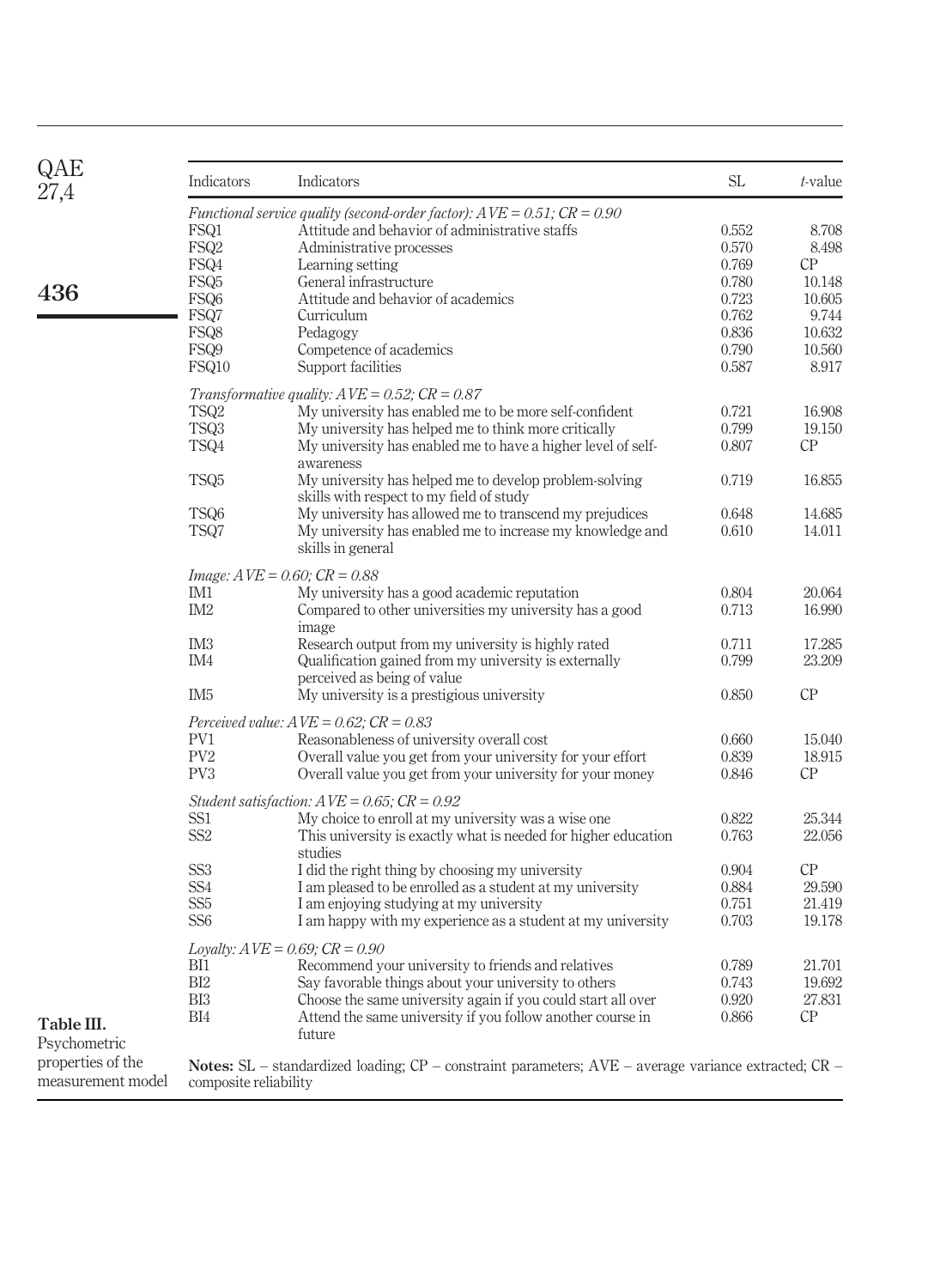**Table III.** Psychometric properties of the measurement model

| Indicators | Indicators | SL | *t*-value |
|---|---|---|---|
| *Functional service quality (second-order factor): AVE = 0.51; CR = 0.90* | | | |
| FSQ1 | Attitude and behavior of administrative staffs | 0.552 | 8.708 |
| FSQ2 | Administrative processes | 0.570 | 8.498 |
| FSQ4 | Learning setting | 0.769 | CP |
| FSQ5 | General infrastructure | 0.780 | 10.148 |
| FSQ6 | Attitude and behavior of academics | 0.723 | 10.605 |
| FSQ7 | Curriculum | 0.762 | 9.744 |
| FSQ8 | Pedagogy | 0.836 | 10.632 |
| FSQ9 | Competence of academics | 0.790 | 10.560 |
| FSQ10 | Support facilities | 0.587 | 8.917 |
| *Transformative quality: AVE = 0.52; CR = 0.87* | | | |
| TSQ2 | My university has enabled me to be more self-confident | 0.721 | 16.908 |
| TSQ3 | My university has helped me to think more critically | 0.799 | 19.150 |
| TSQ4 | My university has enabled me to have a higher level of self-awareness | 0.807 | CP |
| TSQ5 | My university has helped me to develop problem-solving skills with respect to my field of study | 0.719 | 16.855 |
| TSQ6 | My university has allowed me to transcend my prejudices | 0.648 | 14.685 |
| TSQ7 | My university has enabled me to increase my knowledge and skills in general | 0.610 | 14.011 |
| *Image: AVE = 0.60; CR = 0.88* | | | |
| IM1 | My university has a good academic reputation | 0.804 | 20.064 |
| IM2 | Compared to other universities my university has a good image | 0.713 | 16.990 |
| IM3 | Research output from my university is highly rated | 0.711 | 17.285 |
| IM4 | Qualification gained from my university is externally perceived as being of value | 0.799 | 23.209 |
| IM5 | My university is a prestigious university | 0.850 | CP |
| *Perceived value: AVE = 0.62; CR = 0.83* | | | |
| PV1 | Reasonableness of university overall cost | 0.660 | 15.040 |
| PV2 | Overall value you get from your university for your effort | 0.839 | 18.915 |
| PV3 | Overall value you get from your university for your money | 0.846 | CP |
| *Student satisfaction: AVE = 0.65; CR = 0.92* | | | |
| SS1 | My choice to enroll at my university was a wise one | 0.822 | 25.344 |
| SS2 | This university is exactly what is needed for higher education studies | 0.763 | 22.056 |
| SS3 | I did the right thing by choosing my university | 0.904 | CP |
| SS4 | I am pleased to be enrolled as a student at my university | 0.884 | 29.590 |
| SS5 | I am enjoying studying at my university | 0.751 | 21.419 |
| SS6 | I am happy with my experience as a student at my university | 0.703 | 19.178 |
| *Loyalty: AVE = 0.69; CR = 0.90* | | | |
| BI1 | Recommend your university to friends and relatives | 0.789 | 21.701 |
| BI2 | Say favorable things about your university to others | 0.743 | 19.692 |
| BI3 | Choose the same university again if you could start all over | 0.920 | 27.831 |
| BI4 | Attend the same university if you follow another course in future | 0.866 | CP |

**Notes:** SL – standardized loading; CP – constraint parameters; AVE – average variance extracted; CR – composite reliability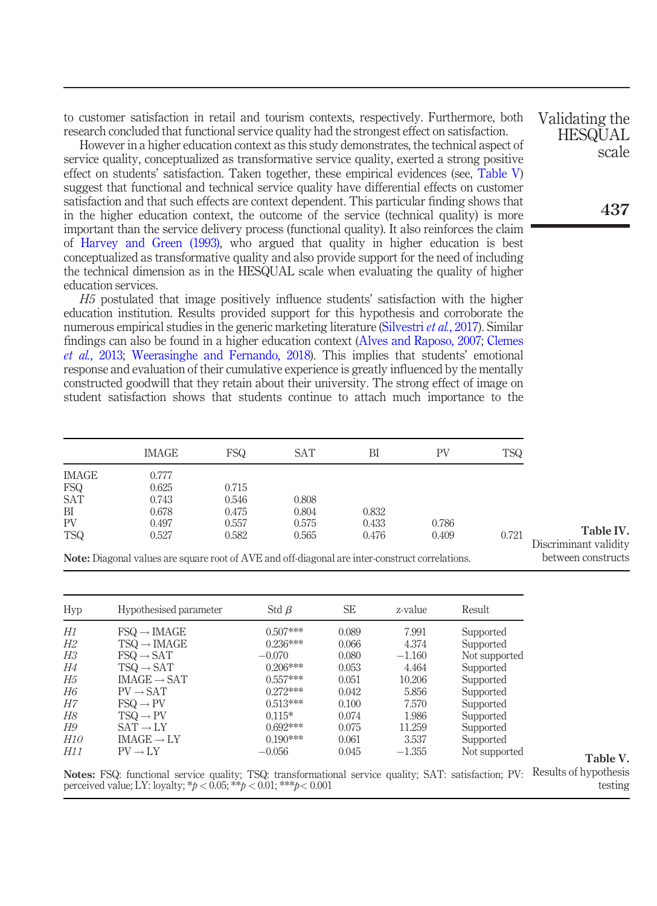to customer satisfaction in retail and tourism contexts, respectively. Furthermore, both research concluded that functional service quality had the strongest effect on satisfaction.

However in a higher education context as this study demonstrates, the technical aspect of service quality, conceptualized as transformative service quality, exerted a strong positive effect on students' satisfaction. Taken together, these empirical evidences (see, Table V) suggest that functional and technical service quality have differential effects on customer satisfaction and that such effects are context dependent. This particular finding shows that in the higher education context, the outcome of the service (technical quality) is more important than the service delivery process (functional quality). It also reinforces the claim of Harvey and Green (1993), who argued that quality in higher education is best conceptualized as transformative quality and also provide support for the need of including the technical dimension as in the HESQUAL scale when evaluating the quality of higher education services.

*H5* postulated that image positively influence students' satisfaction with the higher education institution. Results provided support for this hypothesis and corroborate the numerous empirical studies in the generic marketing literature (Silvestri *et al.*, 2017). Similar findings can also be found in a higher education context (Alves and Raposo, 2007; Clemes *et al.*, 2013; Weerasinghe and Fernando, 2018). This implies that students' emotional response and evaluation of their cumulative experience is greatly influenced by the mentally constructed goodwill that they retain about their university. The strong effect of image on student satisfaction shows that students continue to attach much importance to the

**Table IV.** Discriminant validity between constructs

| | IMAGE | FSQ | SAT | BI | PV | TSQ |
|---|---|---|---|---|---|---|
| IMAGE | 0.777 | | | | | |
| FSQ | 0.625 | 0.715 | | | | |
| SAT | 0.743 | 0.546 | 0.808 | | | |
| BI | 0.678 | 0.475 | 0.804 | 0.832 | | |
| PV | 0.497 | 0.557 | 0.575 | 0.433 | 0.786 | |
| TSQ | 0.527 | 0.582 | 0.565 | 0.476 | 0.409 | 0.721 |

**Note:** Diagonal values are square root of AVE and off-diagonal are inter-construct correlations.

**Table V.** Results of hypothesis testing

| Hyp | Hypothesised parameter | Std $\beta$ | SE | z-value | Result |
|---|---|---|---|---|---|
| *H1* | FSQ → IMAGE | 0.507*** | 0.089 | 7.991 | Supported |
| *H2* | TSQ → IMAGE | 0.236*** | 0.066 | 4.374 | Supported |
| *H3* | FSQ → SAT | −0.070 | 0.080 | −1.160 | Not supported |
| *H4* | TSQ → SAT | 0.206*** | 0.053 | 4.464 | Supported |
| *H5* | IMAGE → SAT | 0.557*** | 0.051 | 10.206 | Supported |
| *H6* | PV → SAT | 0.272*** | 0.042 | 5.856 | Supported |
| *H7* | FSQ → PV | 0.513*** | 0.100 | 7.570 | Supported |
| *H8* | TSQ → PV | 0.115* | 0.074 | 1.986 | Supported |
| *H9* | SAT → LY | 0.692*** | 0.075 | 11.259 | Supported |
| *H10* | IMAGE → LY | 0.190*** | 0.061 | 3.537 | Supported |
| *H11* | PV → LY | −0.056 | 0.045 | −1.355 | Not supported |

**Notes:** FSQ: functional service quality; TSQ: transformational service quality; SAT: satisfaction; PV: perceived value; LY: loyalty; *$p < 0.05$; **$p < 0.01$; ***$p < 0.001$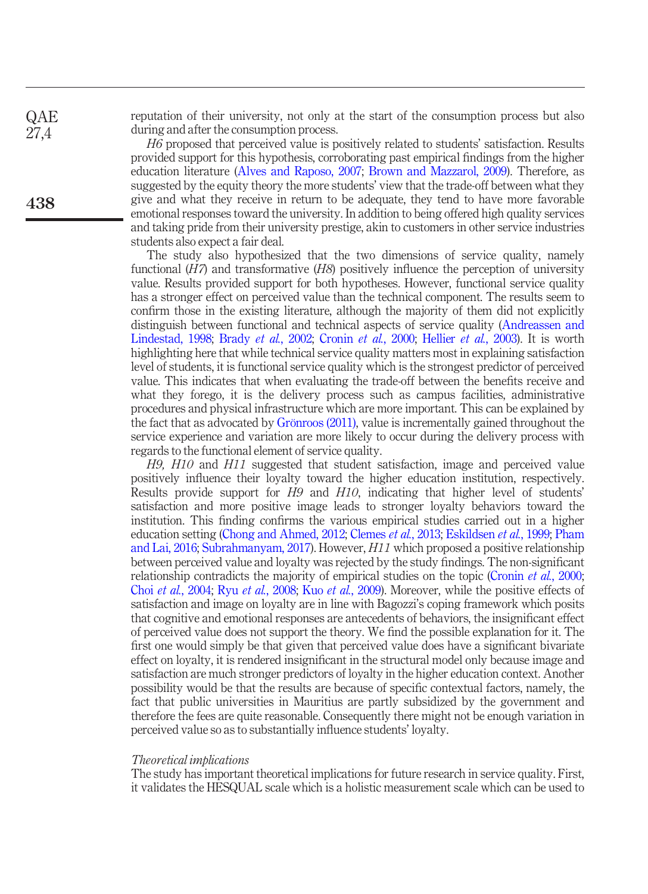reputation of their university, not only at the start of the consumption process but also during and after the consumption process.

*H6* proposed that perceived value is positively related to students' satisfaction. Results provided support for this hypothesis, corroborating past empirical findings from the higher education literature (Alves and Raposo, 2007; Brown and Mazzarol, 2009). Therefore, as suggested by the equity theory the more students' view that the trade-off between what they give and what they receive in return to be adequate, they tend to have more favorable emotional responses toward the university. In addition to being offered high quality services and taking pride from their university prestige, akin to customers in other service industries students also expect a fair deal.

The study also hypothesized that the two dimensions of service quality, namely functional (*H7*) and transformative (*H8*) positively influence the perception of university value. Results provided support for both hypotheses. However, functional service quality has a stronger effect on perceived value than the technical component. The results seem to confirm those in the existing literature, although the majority of them did not explicitly distinguish between functional and technical aspects of service quality (Andreassen and Lindestad, 1998; Brady *et al.*, 2002; Cronin *et al.*, 2000; Hellier *et al.*, 2003). It is worth highlighting here that while technical service quality matters most in explaining satisfaction level of students, it is functional service quality which is the strongest predictor of perceived value. This indicates that when evaluating the trade-off between the benefits receive and what they forego, it is the delivery process such as campus facilities, administrative procedures and physical infrastructure which are more important. This can be explained by the fact that as advocated by Grönroos (2011), value is incrementally gained throughout the service experience and variation are more likely to occur during the delivery process with regards to the functional element of service quality.

*H9, H10* and *H11* suggested that student satisfaction, image and perceived value positively influence their loyalty toward the higher education institution, respectively. Results provide support for *H9* and *H10*, indicating that higher level of students' satisfaction and more positive image leads to stronger loyalty behaviors toward the institution. This finding confirms the various empirical studies carried out in a higher education setting (Chong and Ahmed, 2012; Clemes *et al.*, 2013; Eskildsen *et al.*, 1999; Pham and Lai, 2016; Subrahmanyam, 2017). However, *H11* which proposed a positive relationship between perceived value and loyalty was rejected by the study findings. The non-significant relationship contradicts the majority of empirical studies on the topic (Cronin *et al.*, 2000; Choi *et al.*, 2004; Ryu *et al.*, 2008; Kuo *et al.*, 2009). Moreover, while the positive effects of satisfaction and image on loyalty are in line with Bagozzi's coping framework which posits that cognitive and emotional responses are antecedents of behaviors, the insignificant effect of perceived value does not support the theory. We find the possible explanation for it. The first one would simply be that given that perceived value does have a significant bivariate effect on loyalty, it is rendered insignificant in the structural model only because image and satisfaction are much stronger predictors of loyalty in the higher education context. Another possibility would be that the results are because of specific contextual factors, namely, the fact that public universities in Mauritius are partly subsidized by the government and therefore the fees are quite reasonable. Consequently there might not be enough variation in perceived value so as to substantially influence students' loyalty.

*Theoretical implications*

The study has important theoretical implications for future research in service quality. First, it validates the HESQUAL scale which is a holistic measurement scale which can be used to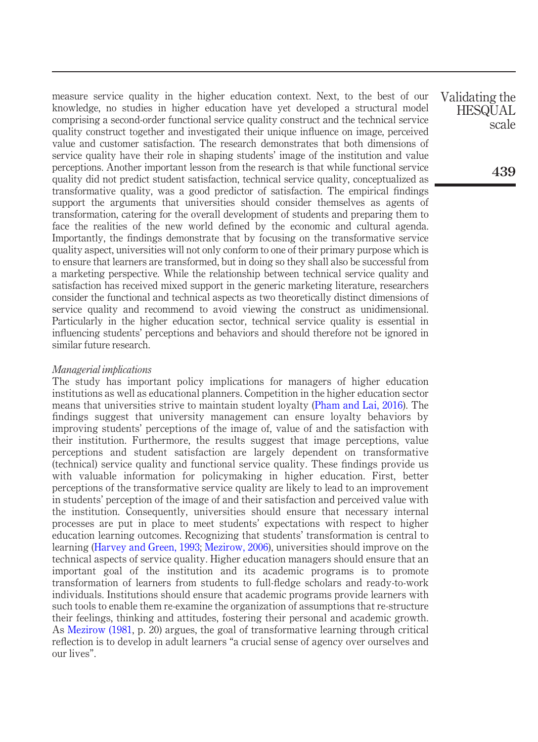measure service quality in the higher education context. Next, to the best of our knowledge, no studies in higher education have yet developed a structural model comprising a second-order functional service quality construct and the technical service quality construct together and investigated their unique influence on image, perceived value and customer satisfaction. The research demonstrates that both dimensions of service quality have their role in shaping students' image of the institution and value perceptions. Another important lesson from the research is that while functional service quality did not predict student satisfaction, technical service quality, conceptualized as transformative quality, was a good predictor of satisfaction. The empirical findings support the arguments that universities should consider themselves as agents of transformation, catering for the overall development of students and preparing them to face the realities of the new world defined by the economic and cultural agenda. Importantly, the findings demonstrate that by focusing on the transformative service quality aspect, universities will not only conform to one of their primary purpose which is to ensure that learners are transformed, but in doing so they shall also be successful from a marketing perspective. While the relationship between technical service quality and satisfaction has received mixed support in the generic marketing literature, researchers consider the functional and technical aspects as two theoretically distinct dimensions of service quality and recommend to avoid viewing the construct as unidimensional. Particularly in the higher education sector, technical service quality is essential in influencing students' perceptions and behaviors and should therefore not be ignored in similar future research.

*Managerial implications*

The study has important policy implications for managers of higher education institutions as well as educational planners. Competition in the higher education sector means that universities strive to maintain student loyalty (Pham and Lai, 2016). The findings suggest that university management can ensure loyalty behaviors by improving students' perceptions of the image of, value of and the satisfaction with their institution. Furthermore, the results suggest that image perceptions, value perceptions and student satisfaction are largely dependent on transformative (technical) service quality and functional service quality. These findings provide us with valuable information for policymaking in higher education. First, better perceptions of the transformative service quality are likely to lead to an improvement in students' perception of the image of and their satisfaction and perceived value with the institution. Consequently, universities should ensure that necessary internal processes are put in place to meet students' expectations with respect to higher education learning outcomes. Recognizing that students' transformation is central to learning (Harvey and Green, 1993; Mezirow, 2006), universities should improve on the technical aspects of service quality. Higher education managers should ensure that an important goal of the institution and its academic programs is to promote transformation of learners from students to full-fledge scholars and ready-to-work individuals. Institutions should ensure that academic programs provide learners with such tools to enable them re-examine the organization of assumptions that re-structure their feelings, thinking and attitudes, fostering their personal and academic growth. As Mezirow (1981, p. 20) argues, the goal of transformative learning through critical reflection is to develop in adult learners "a crucial sense of agency over ourselves and our lives".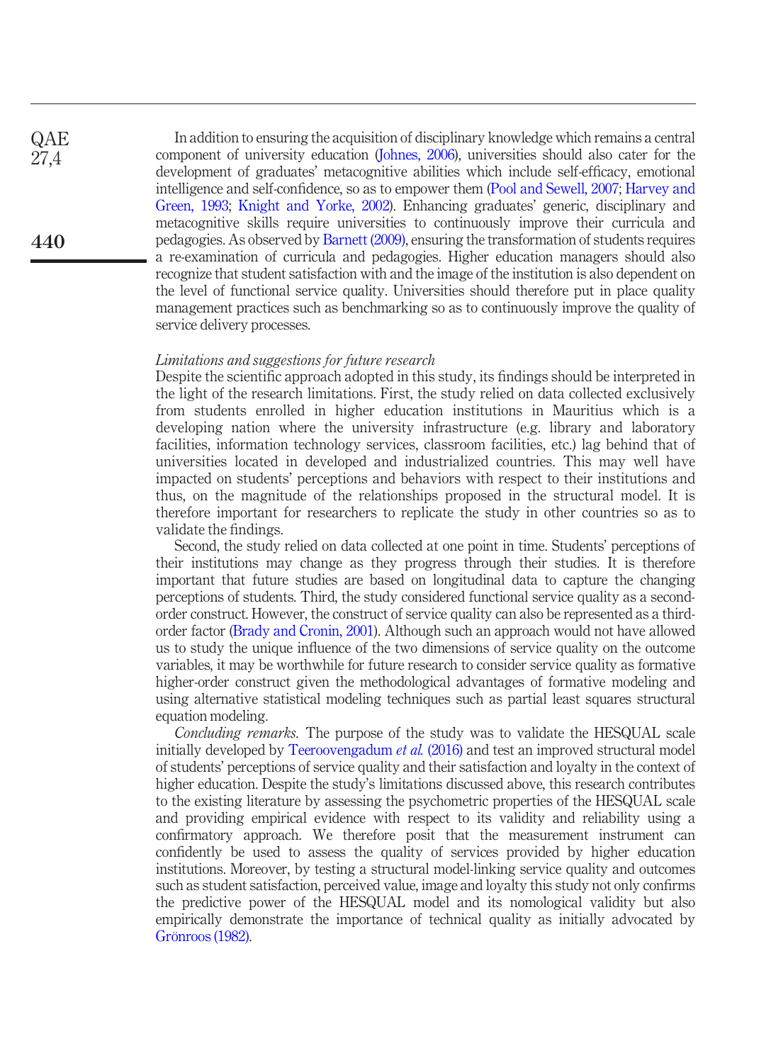In addition to ensuring the acquisition of disciplinary knowledge which remains a central component of university education (Johnes, 2006), universities should also cater for the development of graduates' metacognitive abilities which include self-efficacy, emotional intelligence and self-confidence, so as to empower them (Pool and Sewell, 2007; Harvey and Green, 1993; Knight and Yorke, 2002). Enhancing graduates' generic, disciplinary and metacognitive skills require universities to continuously improve their curricula and pedagogies. As observed by Barnett (2009), ensuring the transformation of students requires a re-examination of curricula and pedagogies. Higher education managers should also recognize that student satisfaction with and the image of the institution is also dependent on the level of functional service quality. Universities should therefore put in place quality management practices such as benchmarking so as to continuously improve the quality of service delivery processes.

*Limitations and suggestions for future research*

Despite the scientific approach adopted in this study, its findings should be interpreted in the light of the research limitations. First, the study relied on data collected exclusively from students enrolled in higher education institutions in Mauritius which is a developing nation where the university infrastructure (e.g. library and laboratory facilities, information technology services, classroom facilities, etc.) lag behind that of universities located in developed and industrialized countries. This may well have impacted on students' perceptions and behaviors with respect to their institutions and thus, on the magnitude of the relationships proposed in the structural model. It is therefore important for researchers to replicate the study in other countries so as to validate the findings.

Second, the study relied on data collected at one point in time. Students' perceptions of their institutions may change as they progress through their studies. It is therefore important that future studies are based on longitudinal data to capture the changing perceptions of students. Third, the study considered functional service quality as a second-order construct. However, the construct of service quality can also be represented as a third-order factor (Brady and Cronin, 2001). Although such an approach would not have allowed us to study the unique influence of the two dimensions of service quality on the outcome variables, it may be worthwhile for future research to consider service quality as formative higher-order construct given the methodological advantages of formative modeling and using alternative statistical modeling techniques such as partial least squares structural equation modeling.

*Concluding remarks.* The purpose of the study was to validate the HESQUAL scale initially developed by Teeroovengadum *et al.* (2016) and test an improved structural model of students' perceptions of service quality and their satisfaction and loyalty in the context of higher education. Despite the study's limitations discussed above, this research contributes to the existing literature by assessing the psychometric properties of the HESQUAL scale and providing empirical evidence with respect to its validity and reliability using a confirmatory approach. We therefore posit that the measurement instrument can confidently be used to assess the quality of services provided by higher education institutions. Moreover, by testing a structural model-linking service quality and outcomes such as student satisfaction, perceived value, image and loyalty this study not only confirms the predictive power of the HESQUAL model and its nomological validity but also empirically demonstrate the importance of technical quality as initially advocated by Grönroos (1982).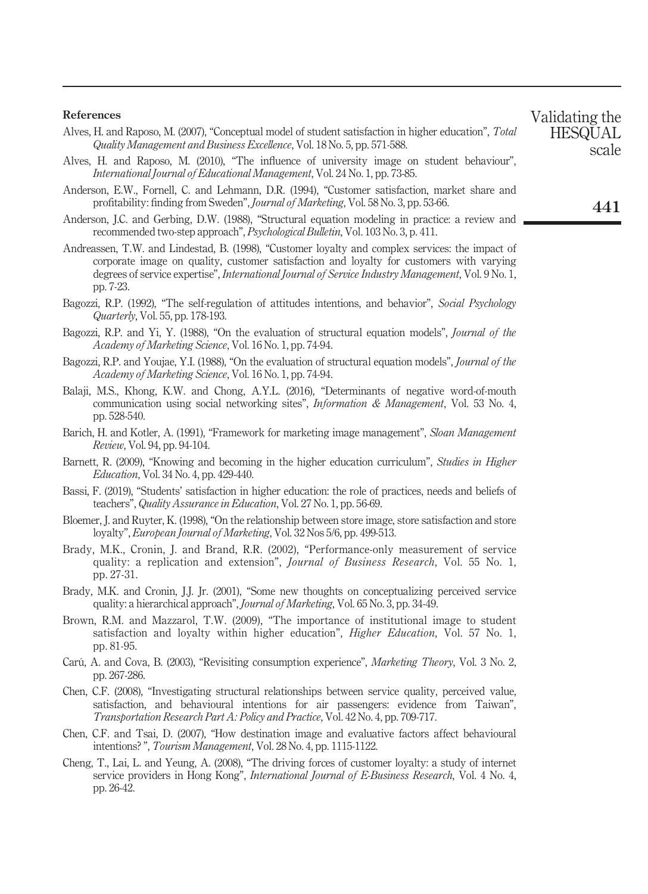## References

Alves, H. and Raposo, M. (2007), "Conceptual model of student satisfaction in higher education", *Total Quality Management and Business Excellence*, Vol. 18 No. 5, pp. 571-588.

Alves, H. and Raposo, M. (2010), "The influence of university image on student behaviour", *International Journal of Educational Management*, Vol. 24 No. 1, pp. 73-85.

Anderson, E.W., Fornell, C. and Lehmann, D.R. (1994), "Customer satisfaction, market share and profitability: finding from Sweden", *Journal of Marketing*, Vol. 58 No. 3, pp. 53-66.

Anderson, J.C. and Gerbing, D.W. (1988), "Structural equation modeling in practice: a review and recommended two-step approach", *Psychological Bulletin*, Vol. 103 No. 3, p. 411.

Andreassen, T.W. and Lindestad, B. (1998), "Customer loyalty and complex services: the impact of corporate image on quality, customer satisfaction and loyalty for customers with varying degrees of service expertise", *International Journal of Service Industry Management*, Vol. 9 No. 1, pp. 7-23.

Bagozzi, R.P. (1992), "The self-regulation of attitudes intentions, and behavior", *Social Psychology Quarterly*, Vol. 55, pp. 178-193.

Bagozzi, R.P. and Yi, Y. (1988), "On the evaluation of structural equation models", *Journal of the Academy of Marketing Science*, Vol. 16 No. 1, pp. 74-94.

Bagozzi, R.P. and Youjae, Y.I. (1988), "On the evaluation of structural equation models", *Journal of the Academy of Marketing Science*, Vol. 16 No. 1, pp. 74-94.

Balaji, M.S., Khong, K.W. and Chong, A.Y.L. (2016), "Determinants of negative word-of-mouth communication using social networking sites", *Information & Management*, Vol. 53 No. 4, pp. 528-540.

Barich, H. and Kotler, A. (1991), "Framework for marketing image management", *Sloan Management Review*, Vol. 94, pp. 94-104.

Barnett, R. (2009), "Knowing and becoming in the higher education curriculum", *Studies in Higher Education*, Vol. 34 No. 4, pp. 429-440.

Bassi, F. (2019), "Students' satisfaction in higher education: the role of practices, needs and beliefs of teachers", *Quality Assurance in Education*, Vol. 27 No. 1, pp. 56-69.

Bloemer, J. and Ruyter, K. (1998), "On the relationship between store image, store satisfaction and store loyalty", *European Journal of Marketing*, Vol. 32 Nos 5/6, pp. 499-513.

Brady, M.K., Cronin, J. and Brand, R.R. (2002), "Performance-only measurement of service quality: a replication and extension", *Journal of Business Research*, Vol. 55 No. 1, pp. 27-31.

Brady, M.K. and Cronin, J.J. Jr. (2001), "Some new thoughts on conceptualizing perceived service quality: a hierarchical approach", *Journal of Marketing*, Vol. 65 No. 3, pp. 34-49.

Brown, R.M. and Mazzarol, T.W. (2009), "The importance of institutional image to student satisfaction and loyalty within higher education", *Higher Education*, Vol. 57 No. 1, pp. 81-95.

Carú, A. and Cova, B. (2003), "Revisiting consumption experience", *Marketing Theory*, Vol. 3 No. 2, pp. 267-286.

Chen, C.F. (2008), "Investigating structural relationships between service quality, perceived value, satisfaction, and behavioural intentions for air passengers: evidence from Taiwan", *Transportation Research Part A: Policy and Practice*, Vol. 42 No. 4, pp. 709-717.

Chen, C.F. and Tsai, D. (2007), "How destination image and evaluative factors affect behavioural intentions? ", *Tourism Management*, Vol. 28 No. 4, pp. 1115-1122.

Cheng, T., Lai, L. and Yeung, A. (2008), "The driving forces of customer loyalty: a study of internet service providers in Hong Kong", *International Journal of E-Business Research*, Vol. 4 No. 4, pp. 26-42.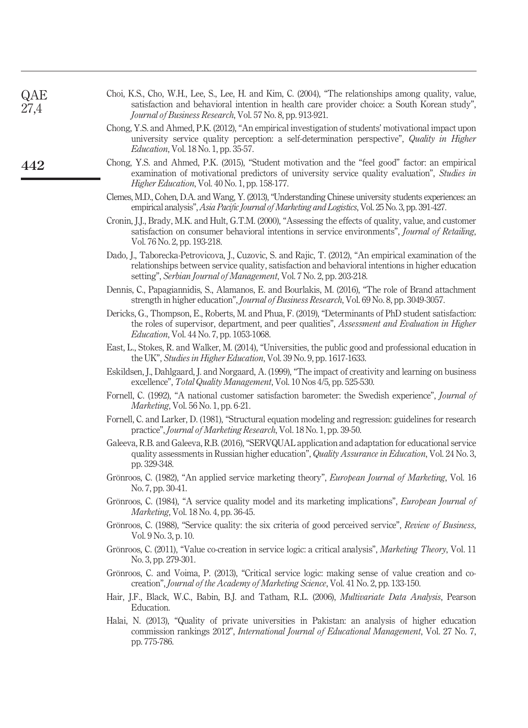Choi, K.S., Cho, W.H., Lee, S., Lee, H. and Kim, C. (2004), "The relationships among quality, value, satisfaction and behavioral intention in health care provider choice: a South Korean study", *Journal of Business Research*, Vol. 57 No. 8, pp. 913-921.

Chong, Y.S. and Ahmed, P.K. (2012), "An empirical investigation of students' motivational impact upon university service quality perception: a self-determination perspective", *Quality in Higher Education*, Vol. 18 No. 1, pp. 35-57.

Chong, Y.S. and Ahmed, P.K. (2015), "Student motivation and the "feel good" factor: an empirical examination of motivational predictors of university service quality evaluation", *Studies in Higher Education*, Vol. 40 No. 1, pp. 158-177.

Clemes, M.D., Cohen, D.A. and Wang, Y. (2013), "Understanding Chinese university students experiences: an empirical analysis", *Asia Pacific Journal of Marketing and Logistics*, Vol. 25 No. 3, pp. 391-427.

Cronin, J.J., Brady, M.K. and Hult, G.T.M. (2000), "Assessing the effects of quality, value, and customer satisfaction on consumer behavioral intentions in service environments", *Journal of Retailing*, Vol. 76 No. 2, pp. 193-218.

Dado, J., Taborecka-Petrovicova, J., Cuzovic, S. and Rajic, T. (2012), "An empirical examination of the relationships between service quality, satisfaction and behavioral intentions in higher education setting", *Serbian Journal of Management*, Vol. 7 No. 2, pp. 203-218.

Dennis, C., Papagiannidis, S., Alamanos, E. and Bourlakis, M. (2016), "The role of Brand attachment strength in higher education", *Journal of Business Research*, Vol. 69 No. 8, pp. 3049-3057.

Dericks, G., Thompson, E., Roberts, M. and Phua, F. (2019), "Determinants of PhD student satisfaction: the roles of supervisor, department, and peer qualities", *Assessment and Evaluation in Higher Education*, Vol. 44 No. 7, pp. 1053-1068.

East, L., Stokes, R. and Walker, M. (2014), "Universities, the public good and professional education in the UK", *Studies in Higher Education*, Vol. 39 No. 9, pp. 1617-1633.

Eskildsen, J., Dahlgaard, J. and Norgaard, A. (1999), "The impact of creativity and learning on business excellence", *Total Quality Management*, Vol. 10 Nos 4/5, pp. 525-530.

Fornell, C. (1992), "A national customer satisfaction barometer: the Swedish experience", *Journal of Marketing*, Vol. 56 No. 1, pp. 6-21.

Fornell, C. and Larker, D. (1981), "Structural equation modeling and regression: guidelines for research practice", *Journal of Marketing Research*, Vol. 18 No. 1, pp. 39-50.

Galeeva, R.B. and Galeeva, R.B. (2016), "SERVQUAL application and adaptation for educational service quality assessments in Russian higher education", *Quality Assurance in Education*, Vol. 24 No. 3, pp. 329-348.

Grönroos, C. (1982), "An applied service marketing theory", *European Journal of Marketing*, Vol. 16 No. 7, pp. 30-41.

Grönroos, C. (1984), "A service quality model and its marketing implications", *European Journal of Marketing*, Vol. 18 No. 4, pp. 36-45.

Grönroos, C. (1988), "Service quality: the six criteria of good perceived service", *Review of Business*, Vol. 9 No. 3, p. 10.

Grönroos, C. (2011), "Value co-creation in service logic: a critical analysis", *Marketing Theory*, Vol. 11 No. 3, pp. 279-301.

Grönroos, C. and Voima, P. (2013), "Critical service logic: making sense of value creation and co-creation", *Journal of the Academy of Marketing Science*, Vol. 41 No. 2, pp. 133-150.

Hair, J.F., Black, W.C., Babin, B.J. and Tatham, R.L. (2006), *Multivariate Data Analysis*, Pearson Education.

Halai, N. (2013), "Quality of private universities in Pakistan: an analysis of higher education commission rankings 2012", *International Journal of Educational Management*, Vol. 27 No. 7, pp. 775-786.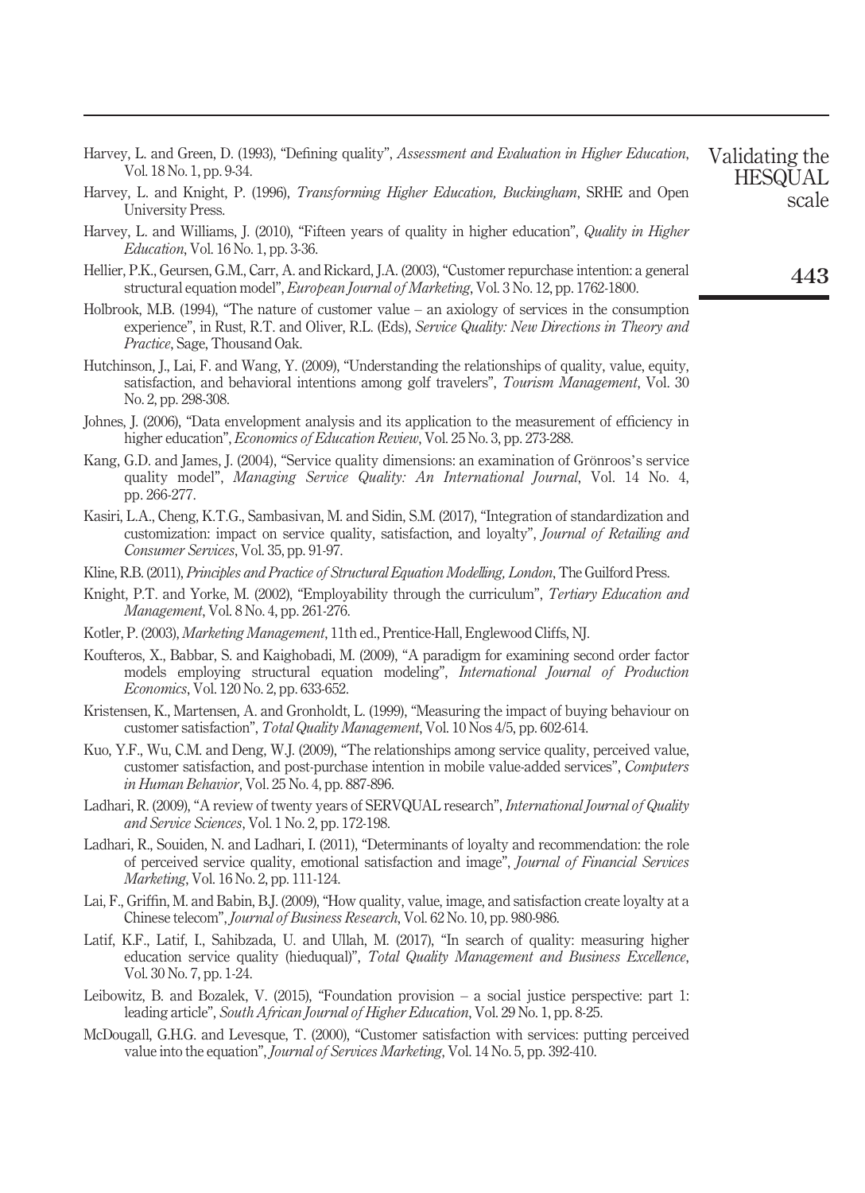Harvey, L. and Green, D. (1993), "Defining quality", *Assessment and Evaluation in Higher Education*, Vol. 18 No. 1, pp. 9-34.

Harvey, L. and Knight, P. (1996), *Transforming Higher Education, Buckingham*, SRHE and Open University Press.

Harvey, L. and Williams, J. (2010), "Fifteen years of quality in higher education", *Quality in Higher Education*, Vol. 16 No. 1, pp. 3-36.

Hellier, P.K., Geursen, G.M., Carr, A. and Rickard, J.A. (2003), "Customer repurchase intention: a general structural equation model", *European Journal of Marketing*, Vol. 3 No. 12, pp. 1762-1800.

Holbrook, M.B. (1994), "The nature of customer value – an axiology of services in the consumption experience", in Rust, R.T. and Oliver, R.L. (Eds), *Service Quality: New Directions in Theory and Practice*, Sage, Thousand Oak.

Hutchinson, J., Lai, F. and Wang, Y. (2009), "Understanding the relationships of quality, value, equity, satisfaction, and behavioral intentions among golf travelers", *Tourism Management*, Vol. 30 No. 2, pp. 298-308.

Johnes, J. (2006), "Data envelopment analysis and its application to the measurement of efficiency in higher education", *Economics of Education Review*, Vol. 25 No. 3, pp. 273-288.

Kang, G.D. and James, J. (2004), "Service quality dimensions: an examination of Grönroos's service quality model", *Managing Service Quality: An International Journal*, Vol. 14 No. 4, pp. 266-277.

Kasiri, L.A., Cheng, K.T.G., Sambasivan, M. and Sidin, S.M. (2017), "Integration of standardization and customization: impact on service quality, satisfaction, and loyalty", *Journal of Retailing and Consumer Services*, Vol. 35, pp. 91-97.

Kline, R.B. (2011), *Principles and Practice of Structural Equation Modelling, London*, The Guilford Press.

Knight, P.T. and Yorke, M. (2002), "Employability through the curriculum", *Tertiary Education and Management*, Vol. 8 No. 4, pp. 261-276.

Kotler, P. (2003), *Marketing Management*, 11th ed., Prentice-Hall, Englewood Cliffs, NJ.

Koufteros, X., Babbar, S. and Kaighobadi, M. (2009), "A paradigm for examining second order factor models employing structural equation modeling", *International Journal of Production Economics*, Vol. 120 No. 2, pp. 633-652.

Kristensen, K., Martensen, A. and Gronholdt, L. (1999), "Measuring the impact of buying behaviour on customer satisfaction", *Total Quality Management*, Vol. 10 Nos 4/5, pp. 602-614.

Kuo, Y.F., Wu, C.M. and Deng, W.J. (2009), "The relationships among service quality, perceived value, customer satisfaction, and post-purchase intention in mobile value-added services", *Computers in Human Behavior*, Vol. 25 No. 4, pp. 887-896.

Ladhari, R. (2009), "A review of twenty years of SERVQUAL research", *International Journal of Quality and Service Sciences*, Vol. 1 No. 2, pp. 172-198.

Ladhari, R., Souiden, N. and Ladhari, I. (2011), "Determinants of loyalty and recommendation: the role of perceived service quality, emotional satisfaction and image", *Journal of Financial Services Marketing*, Vol. 16 No. 2, pp. 111-124.

Lai, F., Griffin, M. and Babin, B.J. (2009), "How quality, value, image, and satisfaction create loyalty at a Chinese telecom", *Journal of Business Research*, Vol. 62 No. 10, pp. 980-986.

Latif, K.F., Latif, I., Sahibzada, U. and Ullah, M. (2017), "In search of quality: measuring higher education service quality (hieduqual)", *Total Quality Management and Business Excellence*, Vol. 30 No. 7, pp. 1-24.

Leibowitz, B. and Bozalek, V. (2015), "Foundation provision – a social justice perspective: part 1: leading article", *South African Journal of Higher Education*, Vol. 29 No. 1, pp. 8-25.

McDougall, G.H.G. and Levesque, T. (2000), "Customer satisfaction with services: putting perceived value into the equation", *Journal of Services Marketing*, Vol. 14 No. 5, pp. 392-410.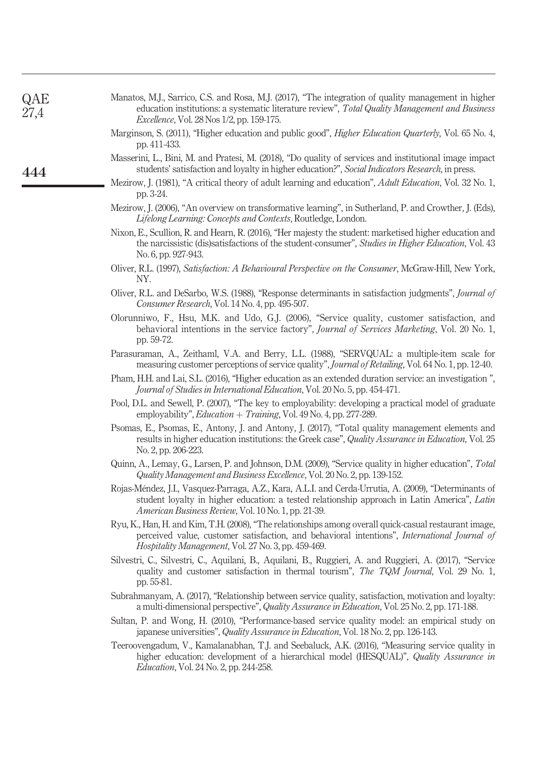Manatos, M.J., Sarrico, C.S. and Rosa, M.J. (2017), "The integration of quality management in higher education institutions: a systematic literature review", *Total Quality Management and Business Excellence*, Vol. 28 Nos 1/2, pp. 159-175.

Marginson, S. (2011), "Higher education and public good", *Higher Education Quarterly*, Vol. 65 No. 4, pp. 411-433.

Masserini, L., Bini, M. and Pratesi, M. (2018), "Do quality of services and institutional image impact students' satisfaction and loyalty in higher education?", *Social Indicators Research*, in press.

Mezirow, J. (1981), "A critical theory of adult learning and education", *Adult Education*, Vol. 32 No. 1, pp. 3-24.

Mezirow, J. (2006), "An overview on transformative learning", in Sutherland, P. and Crowther, J. (Eds), *Lifelong Learning: Concepts and Contexts*, Routledge, London.

Nixon, E., Scullion, R. and Hearn, R. (2016), "Her majesty the student: marketised higher education and the narcissistic (dis)satisfactions of the student-consumer", *Studies in Higher Education*, Vol. 43 No. 6, pp. 927-943.

Oliver, R.L. (1997), *Satisfaction: A Behavioural Perspective on the Consumer*, McGraw-Hill, New York, NY.

Oliver, R.L. and DeSarbo, W.S. (1988), "Response determinants in satisfaction judgments", *Journal of Consumer Research*, Vol. 14 No. 4, pp. 495-507.

Olorunniwo, F., Hsu, M.K. and Udo, G.J. (2006), "Service quality, customer satisfaction, and behavioral intentions in the service factory", *Journal of Services Marketing*, Vol. 20 No. 1, pp. 59-72.

Parasuraman, A., Zeithaml, V.A. and Berry, L.L. (1988), "SERVQUAL: a multiple-item scale for measuring customer perceptions of service quality", *Journal of Retailing*, Vol. 64 No. 1, pp. 12-40.

Pham, H.H. and Lai, S.L. (2016), "Higher education as an extended duration service: an investigation ", *Journal of Studies in International Education*, Vol. 20 No. 5, pp. 454-471.

Pool, D.L. and Sewell, P. (2007), "The key to employability: developing a practical model of graduate employability", *Education + Training*, Vol. 49 No. 4, pp. 277-289.

Psomas, E., Psomas, E., Antony, J. and Antony, J. (2017), "Total quality management elements and results in higher education institutions: the Greek case", *Quality Assurance in Education*, Vol. 25 No. 2, pp. 206-223.

Quinn, A., Lemay, G., Larsen, P. and Johnson, D.M. (2009), "Service quality in higher education", *Total Quality Management and Business Excellence*, Vol. 20 No. 2, pp. 139-152.

Rojas-Méndez, J.I., Vasquez-Parraga, A.Z., Kara, A.L.I. and Cerda-Urrutia, A. (2009), "Determinants of student loyalty in higher education: a tested relationship approach in Latin America", *Latin American Business Review*, Vol. 10 No. 1, pp. 21-39.

Ryu, K., Han, H. and Kim, T.H. (2008), "The relationships among overall quick-casual restaurant image, perceived value, customer satisfaction, and behavioral intentions", *International Journal of Hospitality Management*, Vol. 27 No. 3, pp. 459-469.

Silvestri, C., Silvestri, C., Aquilani, B., Aquilani, B., Ruggieri, A. and Ruggieri, A. (2017), "Service quality and customer satisfaction in thermal tourism", *The TQM Journal*, Vol. 29 No. 1, pp. 55-81.

Subrahmanyam, A. (2017), "Relationship between service quality, satisfaction, motivation and loyalty: a multi-dimensional perspective", *Quality Assurance in Education*, Vol. 25 No. 2, pp. 171-188.

Sultan, P. and Wong, H. (2010), "Performance-based service quality model: an empirical study on japanese universities", *Quality Assurance in Education*, Vol. 18 No. 2, pp. 126-143.

Teeroovengadum, V., Kamalanabhan, T.J. and Seebaluck, A.K. (2016), "Measuring service quality in higher education: development of a hierarchical model (HESQUAL)", *Quality Assurance in Education*, Vol. 24 No. 2, pp. 244-258.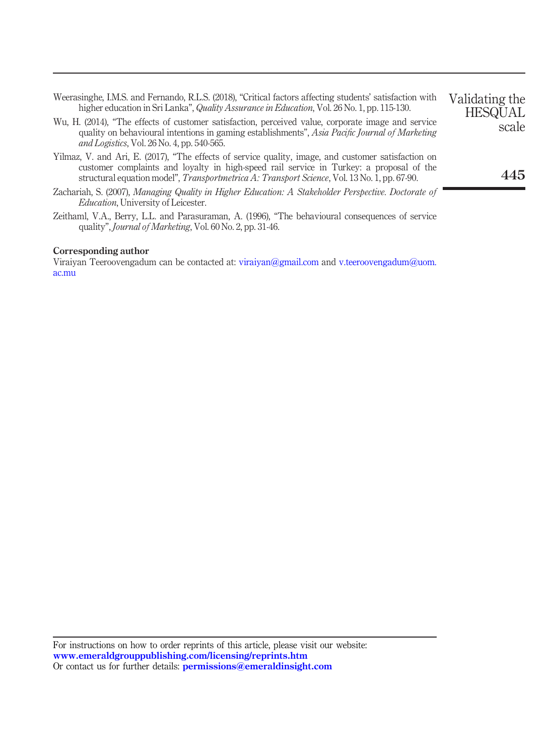Weerasinghe, I.M.S. and Fernando, R.L.S. (2018), "Critical factors affecting students' satisfaction with higher education in Sri Lanka", *Quality Assurance in Education*, Vol. 26 No. 1, pp. 115-130.

Wu, H. (2014), "The effects of customer satisfaction, perceived value, corporate image and service quality on behavioural intentions in gaming establishments", *Asia Pacific Journal of Marketing and Logistics*, Vol. 26 No. 4, pp. 540-565.

Yilmaz, V. and Ari, E. (2017), "The effects of service quality, image, and customer satisfaction on customer complaints and loyalty in high-speed rail service in Turkey: a proposal of the structural equation model", *Transportmetrica A: Transport Science*, Vol. 13 No. 1, pp. 67-90.

Zachariah, S. (2007), *Managing Quality in Higher Education: A Stakeholder Perspective. Doctorate of Education*, University of Leicester.

Zeithaml, V.A., Berry, L.L. and Parasuraman, A. (1996), "The behavioural consequences of service quality", *Journal of Marketing*, Vol. 60 No. 2, pp. 31-46.

**Corresponding author**

Viraiyan Teeroovengadum can be contacted at: viraiyan@gmail.com and v.teeroovengadum@uom.ac.mu

For instructions on how to order reprints of this article, please visit our website:
**www.emeraldgrouppublishing.com/licensing/reprints.htm**
Or contact us for further details: **permissions@emeraldinsight.com**